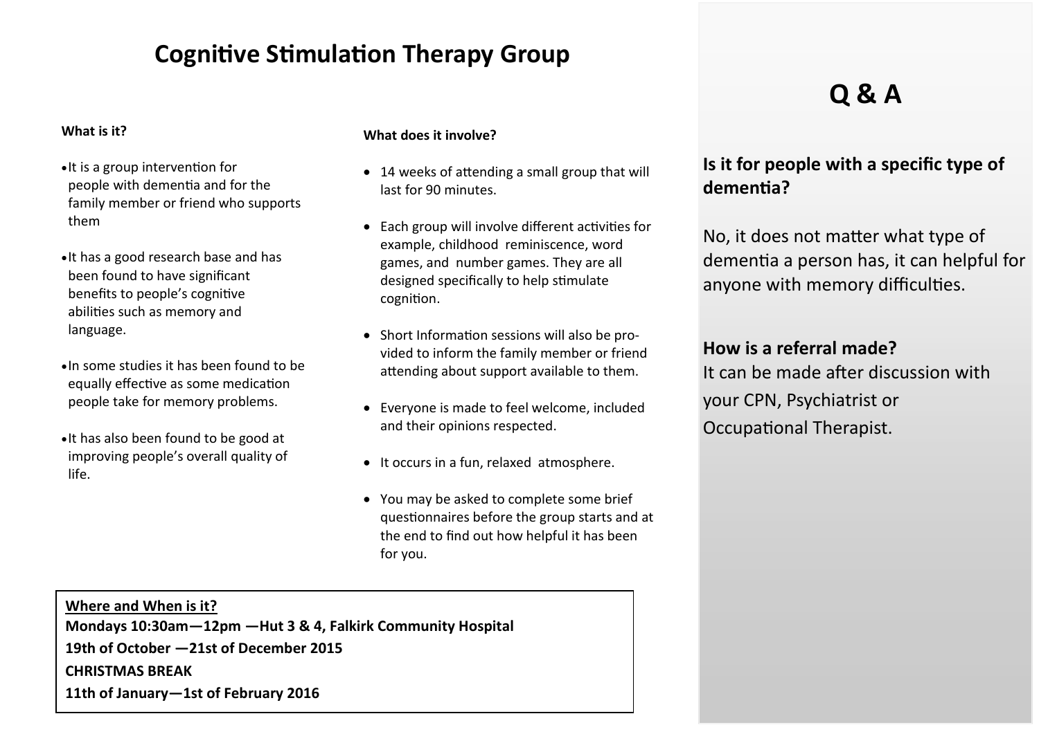# Cognitive Stimulation Therapy Group

**What is it?**

- It is a group intervention for people with dementia and for the family member or friend who supports them
- It has a good research base and has been found to have significant benefits to people's cognitive abilities such as memory and language.
- In some studies it has been found to be equally effective as some medication people take for memory problems.
- It has also been found to be good at improving people's overall quality of life.

**What does it involve?**

- 14 weeks of attending a small group that will last for 90 minutes.
- Each group will involve different activities for example, childhood reminiscence, word games, and number games. They are all designed specifically to help stimulate cognition.
- Short Information sessions will also be provided to inform the family member or friend attending about support available to them.
- Everyone is made to feel welcome, included and their opinions respected.
- It occurs in a fun, relaxed atmosphere.
- You may be asked to complete some brief questionnaires before the group starts and at the end to find out how helpful it has been for you.

**<u>Where and When is it?</u>**
**Mondays 10:30am—12pm —Hut 3 & 4, Falkirk Community Hospital**
**19th of October —21st of December 2015**
**CHRISTMAS BREAK**
**11th of January—1st of February 2016**

# Q & A

**Is it for people with a specific type of dementia?**

No, it does not matter what type of dementia a person has, it can helpful for anyone with memory difficulties.

**How is a referral made?**
It can be made after discussion with your CPN, Psychiatrist or Occupational Therapist.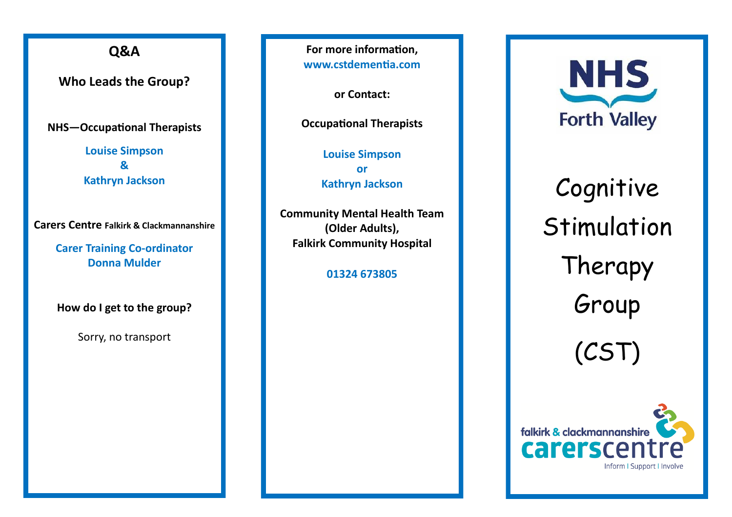## Q&A

### Who Leads the Group?

**NHS—Occupational Therapists**

**Louise Simpson**
**&**
**Kathryn Jackson**

**Carers Centre Falkirk & Clackmannanshire**

**Carer Training Co-ordinator**
**Donna Mulder**

### How do I get to the group?

Sorry, no transport

**For more information,**
**www.cstdementia.com**

**or Contact:**

**Occupational Therapists**

**Louise Simpson**
**or**
**Kathryn Jackson**

**Community Mental Health Team (Older Adults),**
**Falkirk Community Hospital**

**01324 673805**

NHS Forth Valley

# Cognitive Stimulation Therapy Group (CST)

falkirk & clackmannanshire carerscentre
Inform | Support | Involve